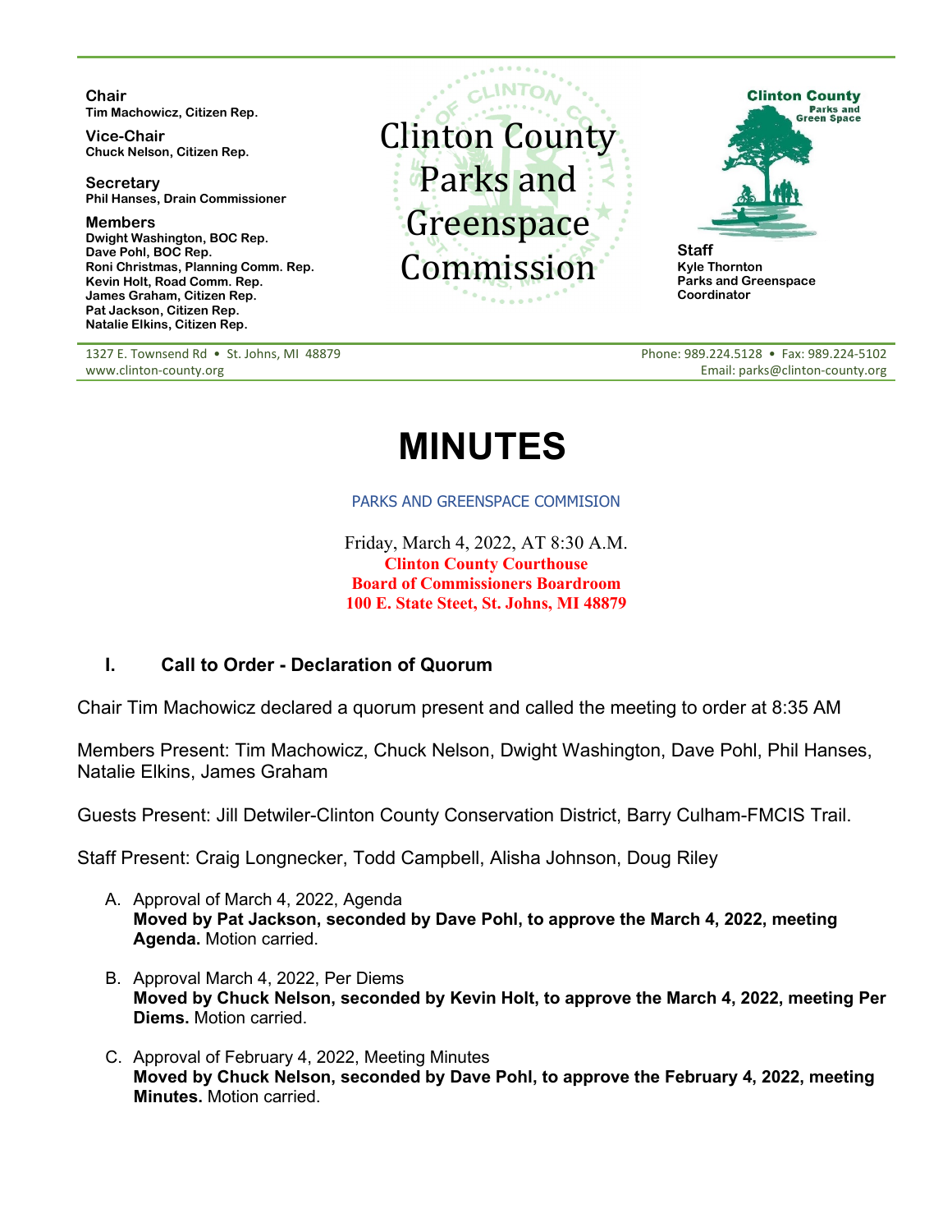**Chair**
Tim Machowicz, Citizen Rep.

**Vice-Chair**
Chuck Nelson, Citizen Rep.

**Secretary**
Phil Hanses, Drain Commissioner

**Members**
Dwight Washington, BOC Rep.
Dave Pohl, BOC Rep.
Roni Christmas, Planning Comm. Rep.
Kevin Holt, Road Comm. Rep.
James Graham, Citizen Rep.
Pat Jackson, Citizen Rep.
Natalie Elkins, Citizen Rep.

Clinton County Parks and Greenspace Commission

**Staff**
Kyle Thornton
Parks and Greenspace Coordinator

1327 E. Townsend Rd • St. Johns, MI 48879
www.clinton-county.org

Phone: 989.224.5128 • Fax: 989.224-5102
Email: parks@clinton-county.org

# MINUTES

PARKS AND GREENSPACE COMMISION

Friday, March 4, 2022, AT 8:30 A.M.
**Clinton County Courthouse**
**Board of Commissioners Boardroom**
**100 E. State Steet, St. Johns, MI 48879**

## I. Call to Order - Declaration of Quorum

Chair Tim Machowicz declared a quorum present and called the meeting to order at 8:35 AM

Members Present: Tim Machowicz, Chuck Nelson, Dwight Washington, Dave Pohl, Phil Hanses, Natalie Elkins, James Graham

Guests Present: Jill Detwiler-Clinton County Conservation District, Barry Culham-FMCIS Trail.

Staff Present: Craig Longnecker, Todd Campbell, Alisha Johnson, Doug Riley

A. Approval of March 4, 2022, Agenda
**Moved by Pat Jackson, seconded by Dave Pohl, to approve the March 4, 2022, meeting Agenda.** Motion carried.

B. Approval March 4, 2022, Per Diems
**Moved by Chuck Nelson, seconded by Kevin Holt, to approve the March 4, 2022, meeting Per Diems.** Motion carried.

C. Approval of February 4, 2022, Meeting Minutes
**Moved by Chuck Nelson, seconded by Dave Pohl, to approve the February 4, 2022, meeting Minutes.** Motion carried.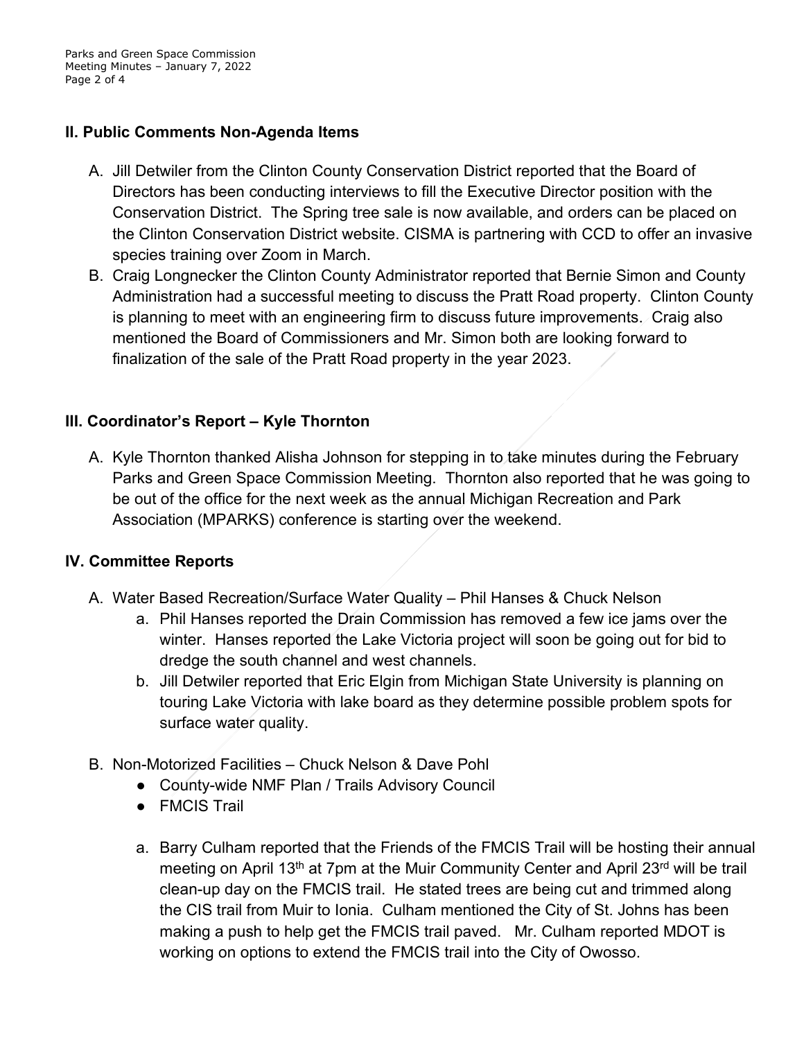## II. Public Comments Non-Agenda Items

A. Jill Detwiler from the Clinton County Conservation District reported that the Board of Directors has been conducting interviews to fill the Executive Director position with the Conservation District. The Spring tree sale is now available, and orders can be placed on the Clinton Conservation District website. CISMA is partnering with CCD to offer an invasive species training over Zoom in March.

B. Craig Longnecker the Clinton County Administrator reported that Bernie Simon and County Administration had a successful meeting to discuss the Pratt Road property. Clinton County is planning to meet with an engineering firm to discuss future improvements. Craig also mentioned the Board of Commissioners and Mr. Simon both are looking forward to finalization of the sale of the Pratt Road property in the year 2023.

## III. Coordinator's Report – Kyle Thornton

A. Kyle Thornton thanked Alisha Johnson for stepping in to take minutes during the February Parks and Green Space Commission Meeting. Thornton also reported that he was going to be out of the office for the next week as the annual Michigan Recreation and Park Association (MPARKS) conference is starting over the weekend.

## IV. Committee Reports

A. Water Based Recreation/Surface Water Quality – Phil Hanses & Chuck Nelson

   a. Phil Hanses reported the Drain Commission has removed a few ice jams over the winter. Hanses reported the Lake Victoria project will soon be going out for bid to dredge the south channel and west channels.

   b. Jill Detwiler reported that Eric Elgin from Michigan State University is planning on touring Lake Victoria with lake board as they determine possible problem spots for surface water quality.

B. Non-Motorized Facilities – Chuck Nelson & Dave Pohl

   - County-wide NMF Plan / Trails Advisory Council
   - FMCIS Trail

   a. Barry Culham reported that the Friends of the FMCIS Trail will be hosting their annual meeting on April 13th at 7pm at the Muir Community Center and April 23rd will be trail clean-up day on the FMCIS trail. He stated trees are being cut and trimmed along the CIS trail from Muir to Ionia. Culham mentioned the City of St. Johns has been making a push to help get the FMCIS trail paved. Mr. Culham reported MDOT is working on options to extend the FMCIS trail into the City of Owosso.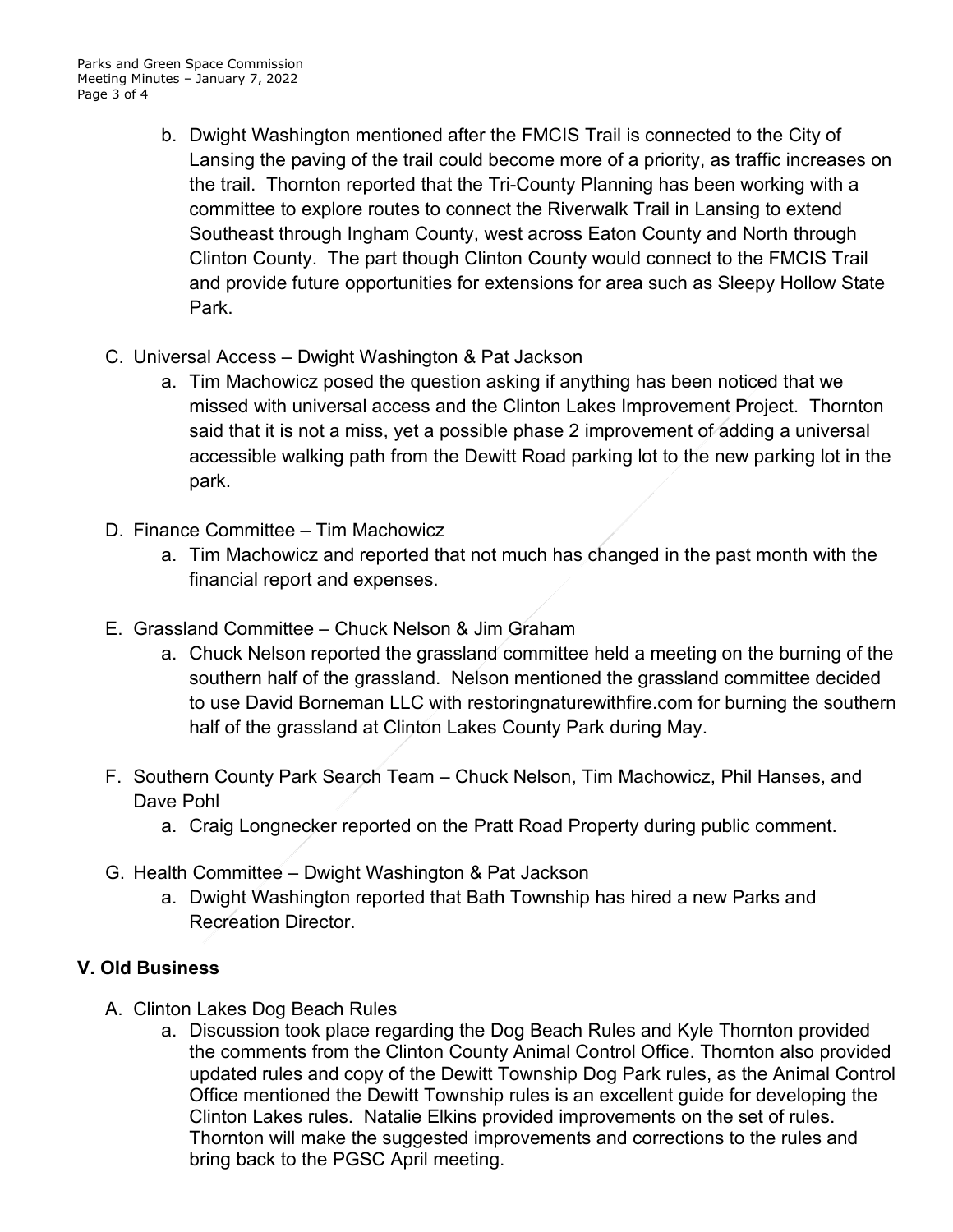b. Dwight Washington mentioned after the FMCIS Trail is connected to the City of Lansing the paving of the trail could become more of a priority, as traffic increases on the trail. Thornton reported that the Tri-County Planning has been working with a committee to explore routes to connect the Riverwalk Trail in Lansing to extend Southeast through Ingham County, west across Eaton County and North through Clinton County. The part though Clinton County would connect to the FMCIS Trail and provide future opportunities for extensions for area such as Sleepy Hollow State Park.

C. Universal Access – Dwight Washington & Pat Jackson
   a. Tim Machowicz posed the question asking if anything has been noticed that we missed with universal access and the Clinton Lakes Improvement Project. Thornton said that it is not a miss, yet a possible phase 2 improvement of adding a universal accessible walking path from the Dewitt Road parking lot to the new parking lot in the park.

D. Finance Committee – Tim Machowicz
   a. Tim Machowicz and reported that not much has changed in the past month with the financial report and expenses.

E. Grassland Committee – Chuck Nelson & Jim Graham
   a. Chuck Nelson reported the grassland committee held a meeting on the burning of the southern half of the grassland. Nelson mentioned the grassland committee decided to use David Borneman LLC with restoringnaturewithfire.com for burning the southern half of the grassland at Clinton Lakes County Park during May.

F. Southern County Park Search Team – Chuck Nelson, Tim Machowicz, Phil Hanses, and Dave Pohl
   a. Craig Longnecker reported on the Pratt Road Property during public comment.

G. Health Committee – Dwight Washington & Pat Jackson
   a. Dwight Washington reported that Bath Township has hired a new Parks and Recreation Director.

## V. Old Business

A. Clinton Lakes Dog Beach Rules
   a. Discussion took place regarding the Dog Beach Rules and Kyle Thornton provided the comments from the Clinton County Animal Control Office. Thornton also provided updated rules and copy of the Dewitt Township Dog Park rules, as the Animal Control Office mentioned the Dewitt Township rules is an excellent guide for developing the Clinton Lakes rules. Natalie Elkins provided improvements on the set of rules. Thornton will make the suggested improvements and corrections to the rules and bring back to the PGSC April meeting.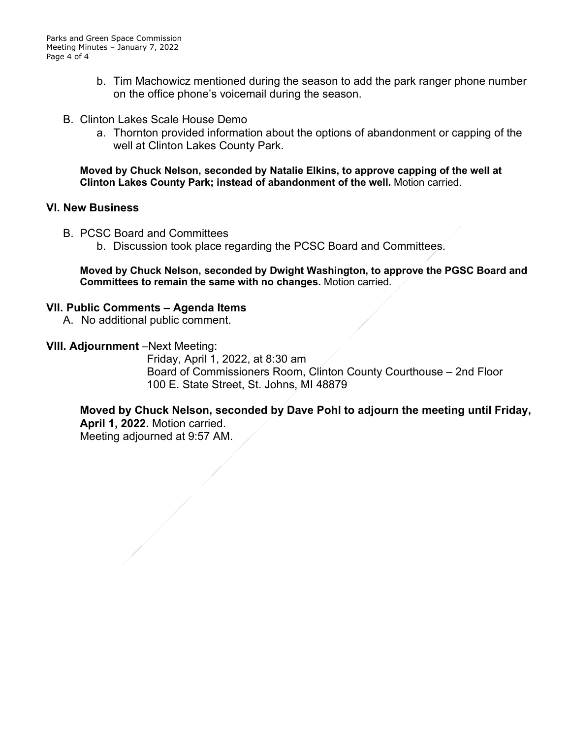b. Tim Machowicz mentioned during the season to add the park ranger phone number on the office phone's voicemail during the season.

B. Clinton Lakes Scale House Demo

a. Thornton provided information about the options of abandonment or capping of the well at Clinton Lakes County Park.

**Moved by Chuck Nelson, seconded by Natalie Elkins, to approve capping of the well at Clinton Lakes County Park; instead of abandonment of the well.** Motion carried.

## VI. New Business

B. PCSC Board and Committees

b. Discussion took place regarding the PCSC Board and Committees.

**Moved by Chuck Nelson, seconded by Dwight Washington, to approve the PGSC Board and Committees to remain the same with no changes.** Motion carried.

## VII. Public Comments – Agenda Items

A. No additional public comment.

## VIII. Adjournment –Next Meeting:

Friday, April 1, 2022, at 8:30 am
Board of Commissioners Room, Clinton County Courthouse – 2nd Floor
100 E. State Street, St. Johns, MI 48879

**Moved by Chuck Nelson, seconded by Dave Pohl to adjourn the meeting until Friday, April 1, 2022.** Motion carried.
Meeting adjourned at 9:57 AM.